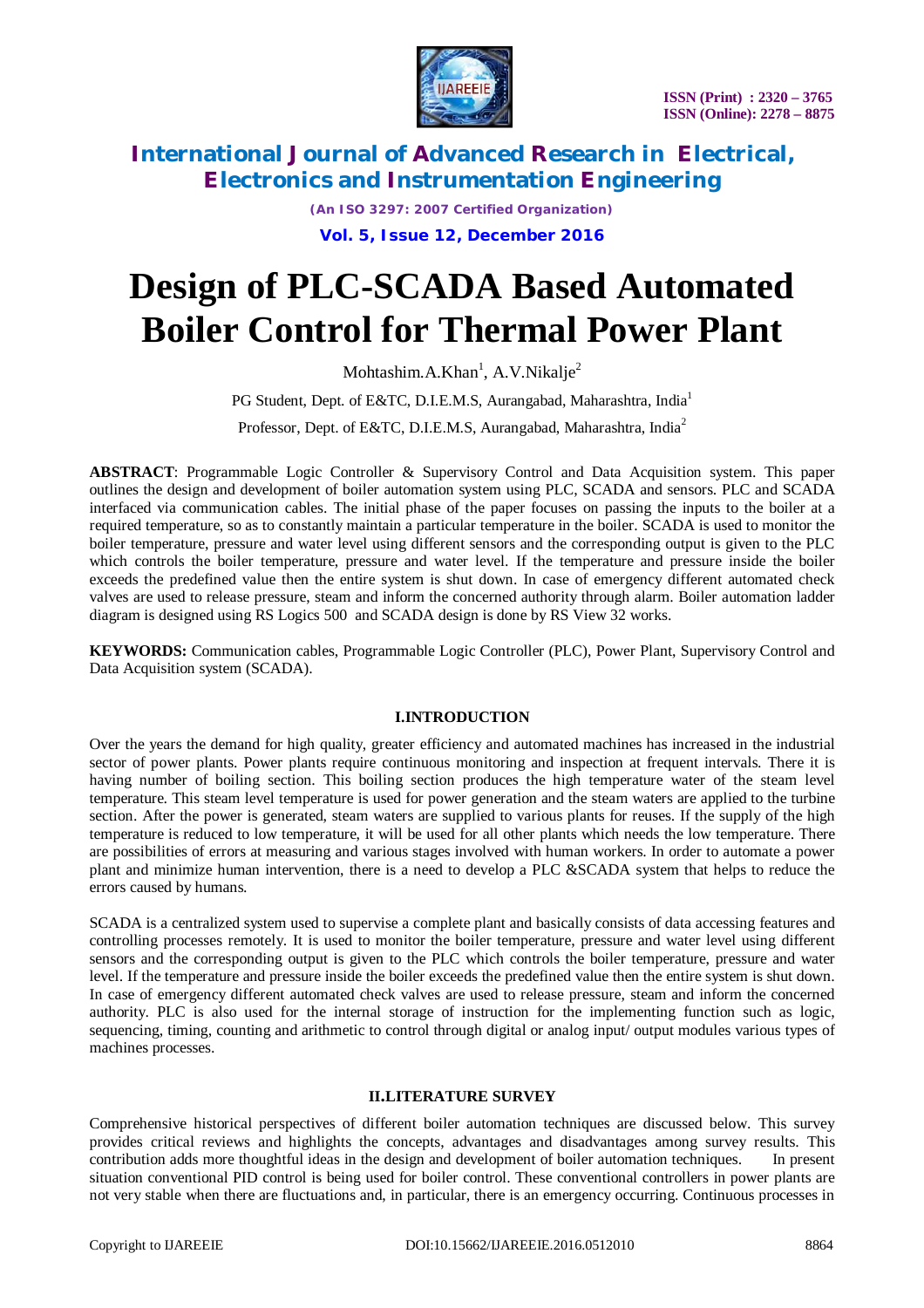# Design of PLC-SCADA Based Automated Boiler Control for Thermal Power Plant

Mohtashim.A.Khan[1], A.V.Nikalje[2]

PG Student, Dept. of E&TC, D.I.E.M.S, Aurangabad, Maharashtra, India[1]

Professor, Dept. of E&TC, D.I.E.M.S, Aurangabad, Maharashtra, India[2]

**ABSTRACT**: Programmable Logic Controller & Supervisory Control and Data Acquisition system. This paper outlines the design and development of boiler automation system using PLC, SCADA and sensors. PLC and SCADA interfaced via communication cables. The initial phase of the paper focuses on passing the inputs to the boiler at a required temperature, so as to constantly maintain a particular temperature in the boiler. SCADA is used to monitor the boiler temperature, pressure and water level using different sensors and the corresponding output is given to the PLC which controls the boiler temperature, pressure and water level. If the temperature and pressure inside the boiler exceeds the predefined value then the entire system is shut down. In case of emergency different automated check valves are used to release pressure, steam and inform the concerned authority through alarm. Boiler automation ladder diagram is designed using RS Logics 500 and SCADA design is done by RS View 32 works.

**KEYWORDS:** Communication cables, Programmable Logic Controller (PLC), Power Plant, Supervisory Control and Data Acquisition system (SCADA).

## I.INTRODUCTION

Over the years the demand for high quality, greater efficiency and automated machines has increased in the industrial sector of power plants. Power plants require continuous monitoring and inspection at frequent intervals. There it is having number of boiling section. This boiling section produces the high temperature water of the steam level temperature. This steam level temperature is used for power generation and the steam waters are applied to the turbine section. After the power is generated, steam waters are supplied to various plants for reuses. If the supply of the high temperature is reduced to low temperature, it will be used for all other plants which needs the low temperature. There are possibilities of errors at measuring and various stages involved with human workers. In order to automate a power plant and minimize human intervention, there is a need to develop a PLC &SCADA system that helps to reduce the errors caused by humans.

SCADA is a centralized system used to supervise a complete plant and basically consists of data accessing features and controlling processes remotely. It is used to monitor the boiler temperature, pressure and water level using different sensors and the corresponding output is given to the PLC which controls the boiler temperature, pressure and water level. If the temperature and pressure inside the boiler exceeds the predefined value then the entire system is shut down. In case of emergency different automated check valves are used to release pressure, steam and inform the concerned authority. PLC is also used for the internal storage of instruction for the implementing function such as logic, sequencing, timing, counting and arithmetic to control through digital or analog input/ output modules various types of machines processes.

## II.LITERATURE SURVEY

Comprehensive historical perspectives of different boiler automation techniques are discussed below. This survey provides critical reviews and highlights the concepts, advantages and disadvantages among survey results. This contribution adds more thoughtful ideas in the design and development of boiler automation techniques. In present situation conventional PID control is being used for boiler control. These conventional controllers in power plants are not very stable when there are fluctuations and, in particular, there is an emergency occurring. Continuous processes in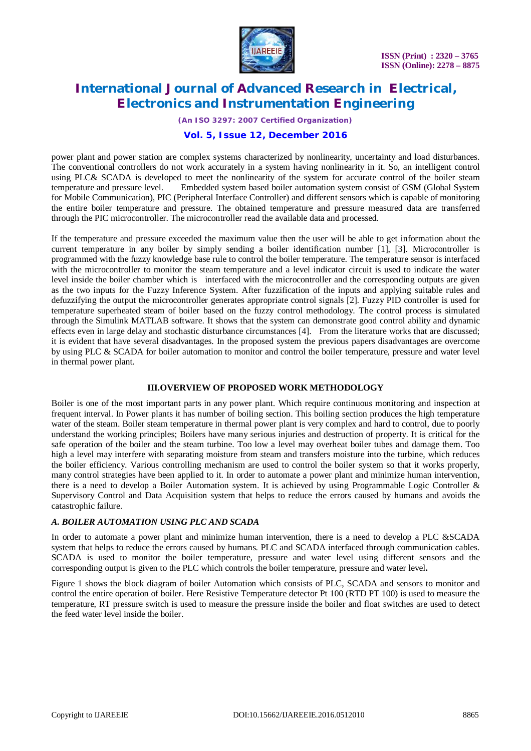power plant and power station are complex systems characterized by nonlinearity, uncertainty and load disturbances. The conventional controllers do not work accurately in a system having nonlinearity in it. So, an intelligent control using PLC& SCADA is developed to meet the nonlinearity of the system for accurate control of the boiler steam temperature and pressure level. Embedded system based boiler automation system consist of GSM (Global System for Mobile Communication), PIC (Peripheral Interface Controller) and different sensors which is capable of monitoring the entire boiler temperature and pressure. The obtained temperature and pressure measured data are transferred through the PIC microcontroller. The microcontroller read the available data and processed.

If the temperature and pressure exceeded the maximum value then the user will be able to get information about the current temperature in any boiler by simply sending a boiler identification number [1], [3]. Microcontroller is programmed with the fuzzy knowledge base rule to control the boiler temperature. The temperature sensor is interfaced with the microcontroller to monitor the steam temperature and a level indicator circuit is used to indicate the water level inside the boiler chamber which is interfaced with the microcontroller and the corresponding outputs are given as the two inputs for the Fuzzy Inference System. After fuzzification of the inputs and applying suitable rules and defuzzifying the output the microcontroller generates appropriate control signals [2]. Fuzzy PID controller is used for temperature superheated steam of boiler based on the fuzzy control methodology. The control process is simulated through the Simulink MATLAB software. It shows that the system can demonstrate good control ability and dynamic effects even in large delay and stochastic disturbance circumstances [4]. From the literature works that are discussed; it is evident that have several disadvantages. In the proposed system the previous papers disadvantages are overcome by using PLC & SCADA for boiler automation to monitor and control the boiler temperature, pressure and water level in thermal power plant.

## III.OVERVIEW OF PROPOSED WORK METHODOLOGY

Boiler is one of the most important parts in any power plant. Which require continuous monitoring and inspection at frequent interval. In Power plants it has number of boiling section. This boiling section produces the high temperature water of the steam. Boiler steam temperature in thermal power plant is very complex and hard to control, due to poorly understand the working principles; Boilers have many serious injuries and destruction of property. It is critical for the safe operation of the boiler and the steam turbine. Too low a level may overheat boiler tubes and damage them. Too high a level may interfere with separating moisture from steam and transfers moisture into the turbine, which reduces the boiler efficiency. Various controlling mechanism are used to control the boiler system so that it works properly, many control strategies have been applied to it. In order to automate a power plant and minimize human intervention, there is a need to develop a Boiler Automation system. It is achieved by using Programmable Logic Controller & Supervisory Control and Data Acquisition system that helps to reduce the errors caused by humans and avoids the catastrophic failure.

### *A. BOILER AUTOMATION USING PLC AND SCADA*

In order to automate a power plant and minimize human intervention, there is a need to develop a PLC &SCADA system that helps to reduce the errors caused by humans. PLC and SCADA interfaced through communication cables. SCADA is used to monitor the boiler temperature, pressure and water level using different sensors and the corresponding output is given to the PLC which controls the boiler temperature, pressure and water level**.**

Figure 1 shows the block diagram of boiler Automation which consists of PLC, SCADA and sensors to monitor and control the entire operation of boiler. Here Resistive Temperature detector Pt 100 (RTD PT 100) is used to measure the temperature, RT pressure switch is used to measure the pressure inside the boiler and float switches are used to detect the feed water level inside the boiler.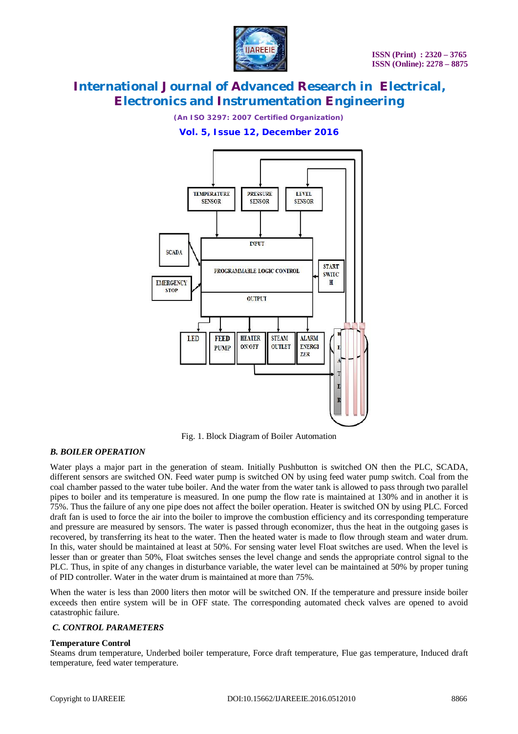Fig. 1. Block Diagram of Boiler Automation

### *B. BOILER OPERATION*

Water plays a major part in the generation of steam. Initially Pushbutton is switched ON then the PLC, SCADA, different sensors are switched ON. Feed water pump is switched ON by using feed water pump switch. Coal from the coal chamber passed to the water tube boiler. And the water from the water tank is allowed to pass through two parallel pipes to boiler and its temperature is measured. In one pump the flow rate is maintained at 130% and in another it is 75%. Thus the failure of any one pipe does not affect the boiler operation. Heater is switched ON by using PLC. Forced draft fan is used to force the air into the boiler to improve the combustion efficiency and its corresponding temperature and pressure are measured by sensors. The water is passed through economizer, thus the heat in the outgoing gases is recovered, by transferring its heat to the water. Then the heated water is made to flow through steam and water drum. In this, water should be maintained at least at 50%. For sensing water level Float switches are used. When the level is lesser than or greater than 50%, Float switches senses the level change and sends the appropriate control signal to the PLC. Thus, in spite of any changes in disturbance variable, the water level can be maintained at 50% by proper tuning of PID controller. Water in the water drum is maintained at more than 75%.

When the water is less than 2000 liters then motor will be switched ON. If the temperature and pressure inside boiler exceeds then entire system will be in OFF state. The corresponding automated check valves are opened to avoid catastrophic failure.

### *C. CONTROL PARAMETERS*

**Temperature Control**

Steams drum temperature, Underbed boiler temperature, Force draft temperature, Flue gas temperature, Induced draft temperature, feed water temperature.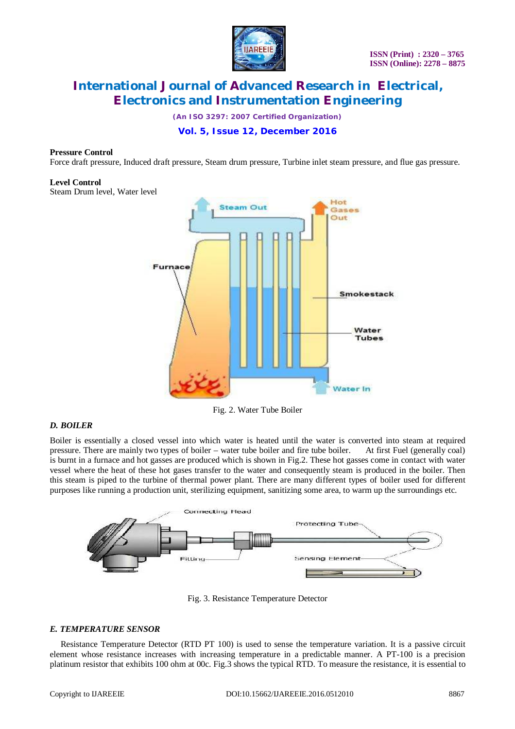**Pressure Control**
Force draft pressure, Induced draft pressure, Steam drum pressure, Turbine inlet steam pressure, and flue gas pressure.

**Level Control**
Steam Drum level, Water level

Fig. 2. Water Tube Boiler

### *D. BOILER*

Boiler is essentially a closed vessel into which water is heated until the water is converted into steam at required pressure. There are mainly two types of boiler – water tube boiler and fire tube boiler. At first Fuel (generally coal) is burnt in a furnace and hot gasses are produced which is shown in Fig.2. These hot gasses come in contact with water vessel where the heat of these hot gases transfer to the water and consequently steam is produced in the boiler. Then this steam is piped to the turbine of thermal power plant. There are many different types of boiler used for different purposes like running a production unit, sterilizing equipment, sanitizing some area, to warm up the surroundings etc.

Fig. 3. Resistance Temperature Detector

### *E. TEMPERATURE SENSOR*

Resistance Temperature Detector (RTD PT 100) is used to sense the temperature variation. It is a passive circuit element whose resistance increases with increasing temperature in a predictable manner. A PT-100 is a precision platinum resistor that exhibits 100 ohm at 00c. Fig.3 shows the typical RTD. To measure the resistance, it is essential to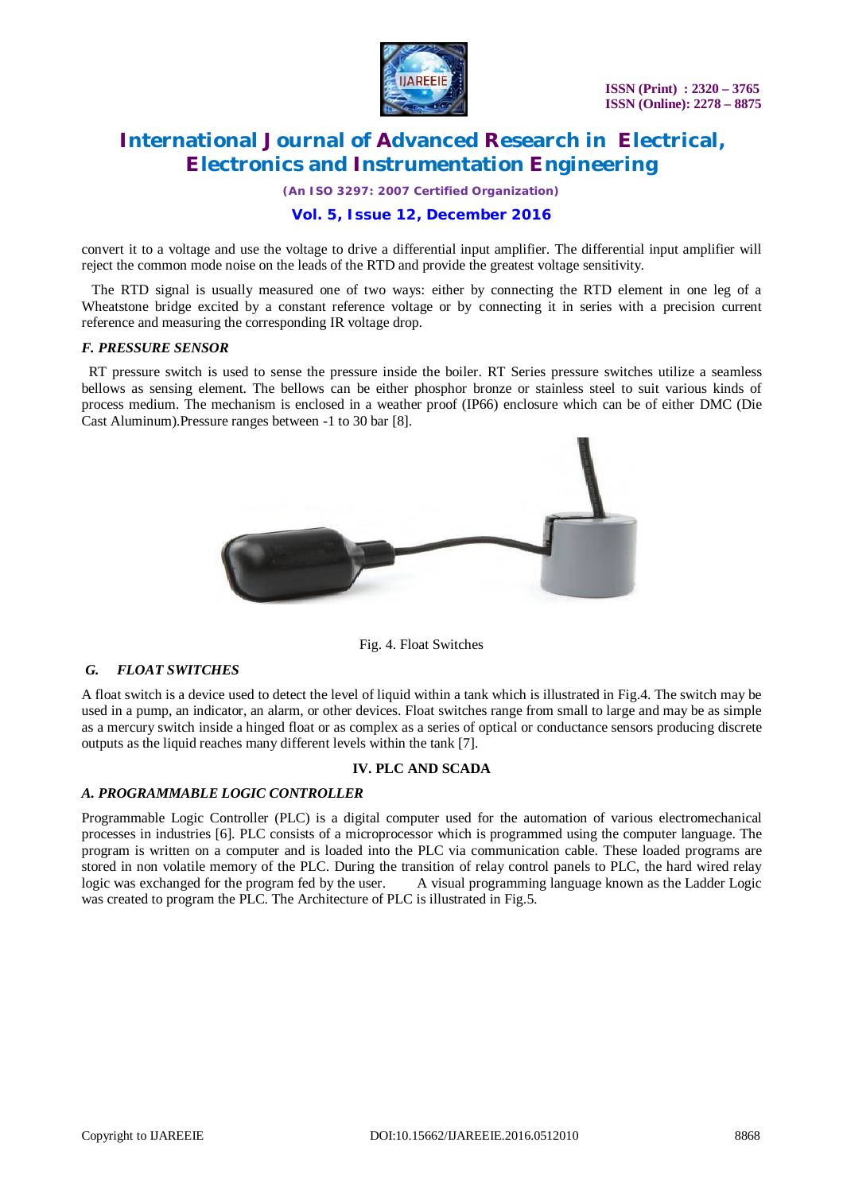convert it to a voltage and use the voltage to drive a differential input amplifier. The differential input amplifier will reject the common mode noise on the leads of the RTD and provide the greatest voltage sensitivity.

The RTD signal is usually measured one of two ways: either by connecting the RTD element in one leg of a Wheatstone bridge excited by a constant reference voltage or by connecting it in series with a precision current reference and measuring the corresponding IR voltage drop.

### *F. PRESSURE SENSOR*

RT pressure switch is used to sense the pressure inside the boiler. RT Series pressure switches utilize a seamless bellows as sensing element. The bellows can be either phosphor bronze or stainless steel to suit various kinds of process medium. The mechanism is enclosed in a weather proof (IP66) enclosure which can be of either DMC (Die Cast Aluminum).Pressure ranges between -1 to 30 bar [8].

Fig. 4. Float Switches

### *G. FLOAT SWITCHES*

A float switch is a device used to detect the level of liquid within a tank which is illustrated in Fig.4. The switch may be used in a pump, an indicator, an alarm, or other devices. Float switches range from small to large and may be as simple as a mercury switch inside a hinged float or as complex as a series of optical or conductance sensors producing discrete outputs as the liquid reaches many different levels within the tank [7].

## IV. PLC AND SCADA

### *A. PROGRAMMABLE LOGIC CONTROLLER*

Programmable Logic Controller (PLC) is a digital computer used for the automation of various electromechanical processes in industries [6]. PLC consists of a microprocessor which is programmed using the computer language. The program is written on a computer and is loaded into the PLC via communication cable. These loaded programs are stored in non volatile memory of the PLC. During the transition of relay control panels to PLC, the hard wired relay logic was exchanged for the program fed by the user. A visual programming language known as the Ladder Logic was created to program the PLC. The Architecture of PLC is illustrated in Fig.5.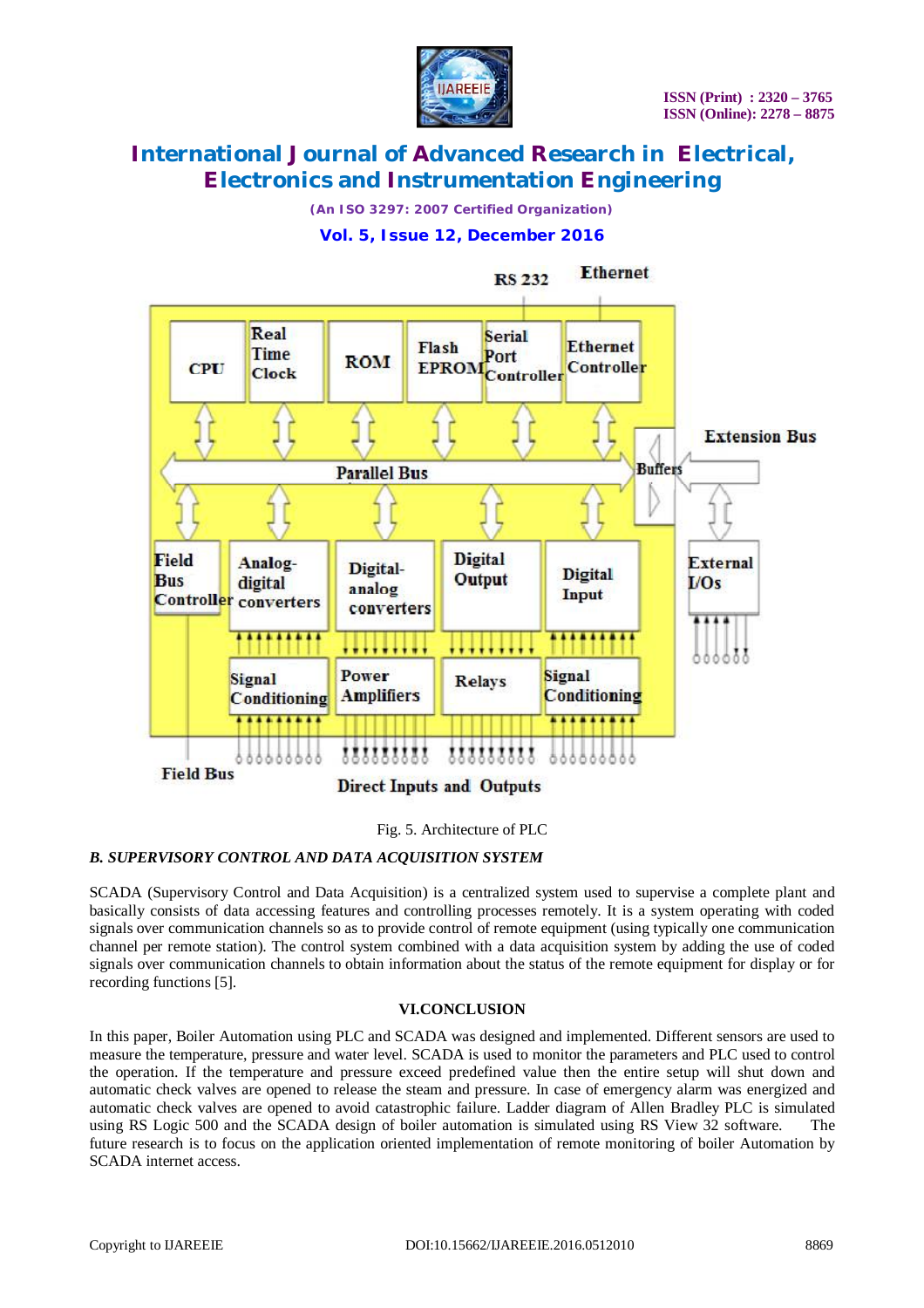Fig. 5. Architecture of PLC

### *B. SUPERVISORY CONTROL AND DATA ACQUISITION SYSTEM*

SCADA (Supervisory Control and Data Acquisition) is a centralized system used to supervise a complete plant and basically consists of data accessing features and controlling processes remotely. It is a system operating with coded signals over communication channels so as to provide control of remote equipment (using typically one communication channel per remote station). The control system combined with a data acquisition system by adding the use of coded signals over communication channels to obtain information about the status of the remote equipment for display or for recording functions [5].

## VI.CONCLUSION

In this paper, Boiler Automation using PLC and SCADA was designed and implemented. Different sensors are used to measure the temperature, pressure and water level. SCADA is used to monitor the parameters and PLC used to control the operation. If the temperature and pressure exceed predefined value then the entire setup will shut down and automatic check valves are opened to release the steam and pressure. In case of emergency alarm was energized and automatic check valves are opened to avoid catastrophic failure. Ladder diagram of Allen Bradley PLC is simulated using RS Logic 500 and the SCADA design of boiler automation is simulated using RS View 32 software. The future research is to focus on the application oriented implementation of remote monitoring of boiler Automation by SCADA internet access.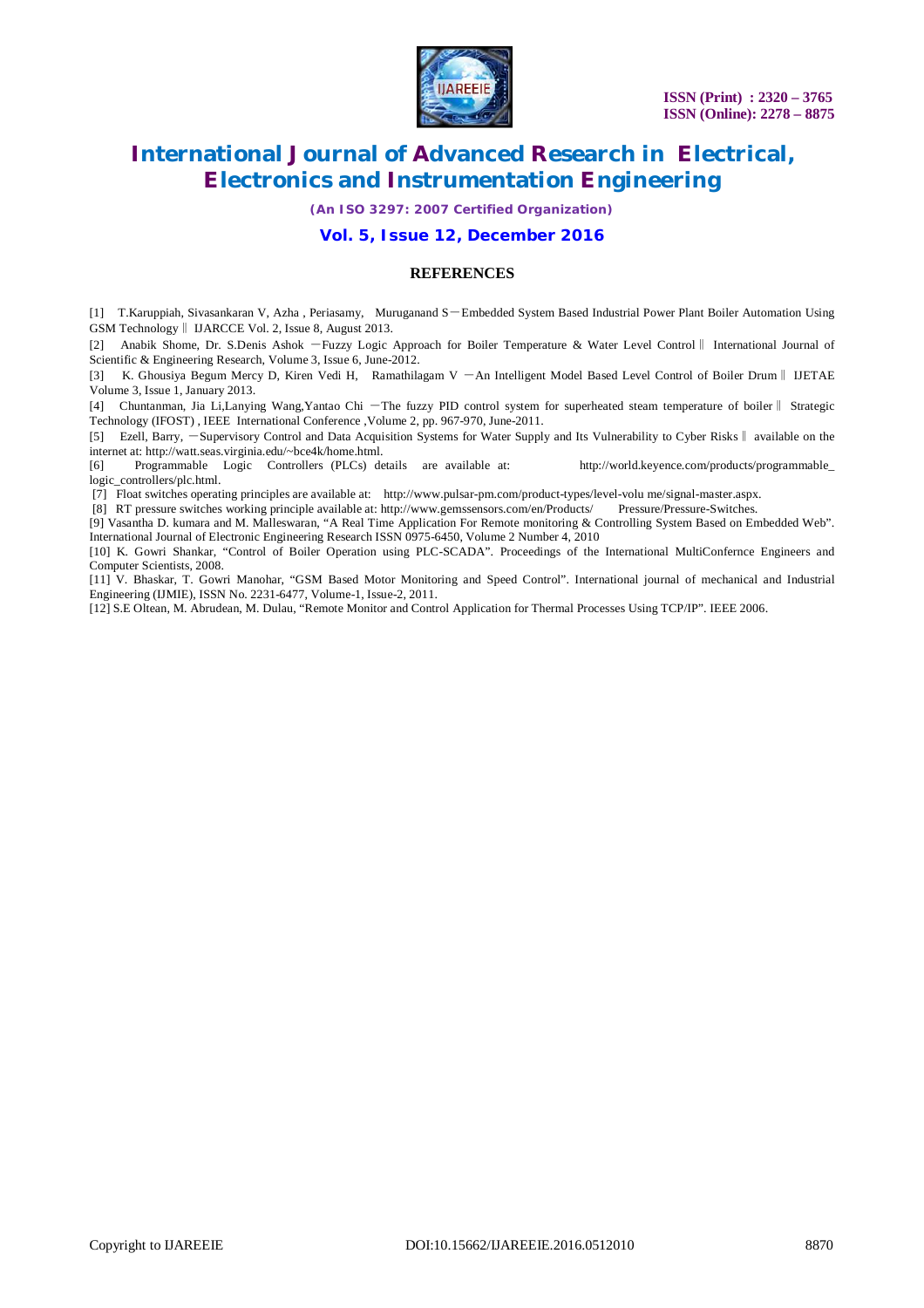## REFERENCES

[1] T.Karuppiah, Sivasankaran V, Azha , Periasamy, Muruganand S－Embedded System Based Industrial Power Plant Boiler Automation Using GSM Technology‖ IJARCCE Vol. 2, Issue 8, August 2013.

[2] Anabik Shome, Dr. S.Denis Ashok －Fuzzy Logic Approach for Boiler Temperature & Water Level Control‖ International Journal of Scientific & Engineering Research, Volume 3, Issue 6, June-2012.

[3] K. Ghousiya Begum Mercy D, Kiren Vedi H, Ramathilagam V －An Intelligent Model Based Level Control of Boiler Drum‖ IJETAE Volume 3, Issue 1, January 2013.

[4] Chuntanman, Jia Li,Lanying Wang,Yantao Chi －The fuzzy PID control system for superheated steam temperature of boiler‖ Strategic Technology (IFOST) , IEEE International Conference ,Volume 2, pp. 967-970, June-2011.

[5] Ezell, Barry, －Supervisory Control and Data Acquisition Systems for Water Supply and Its Vulnerability to Cyber Risks‖ available on the internet at: http://watt.seas.virginia.edu/~bce4k/home.html.

[6] Programmable Logic Controllers (PLCs) details are available at: http://world.keyence.com/products/programmable_logic_controllers/plc.html.

[7] Float switches operating principles are available at: http://www.pulsar-pm.com/product-types/level-volu me/signal-master.aspx.

[8] RT pressure switches working principle available at: http://www.gemssensors.com/en/Products/ Pressure/Pressure-Switches.

[9] Vasantha D. kumara and M. Malleswaran, "A Real Time Application For Remote monitoring & Controlling System Based on Embedded Web". International Journal of Electronic Engineering Research ISSN 0975-6450, Volume 2 Number 4, 2010

[10] K. Gowri Shankar, "Control of Boiler Operation using PLC-SCADA". Proceedings of the International MultiConfernce Engineers and Computer Scientists, 2008.

[11] V. Bhaskar, T. Gowri Manohar, "GSM Based Motor Monitoring and Speed Control". International journal of mechanical and Industrial Engineering (IJMIE), ISSN No. 2231-6477, Volume-1, Issue-2, 2011.

[12] S.E Oltean, M. Abrudean, M. Dulau, "Remote Monitor and Control Application for Thermal Processes Using TCP/IP". IEEE 2006.